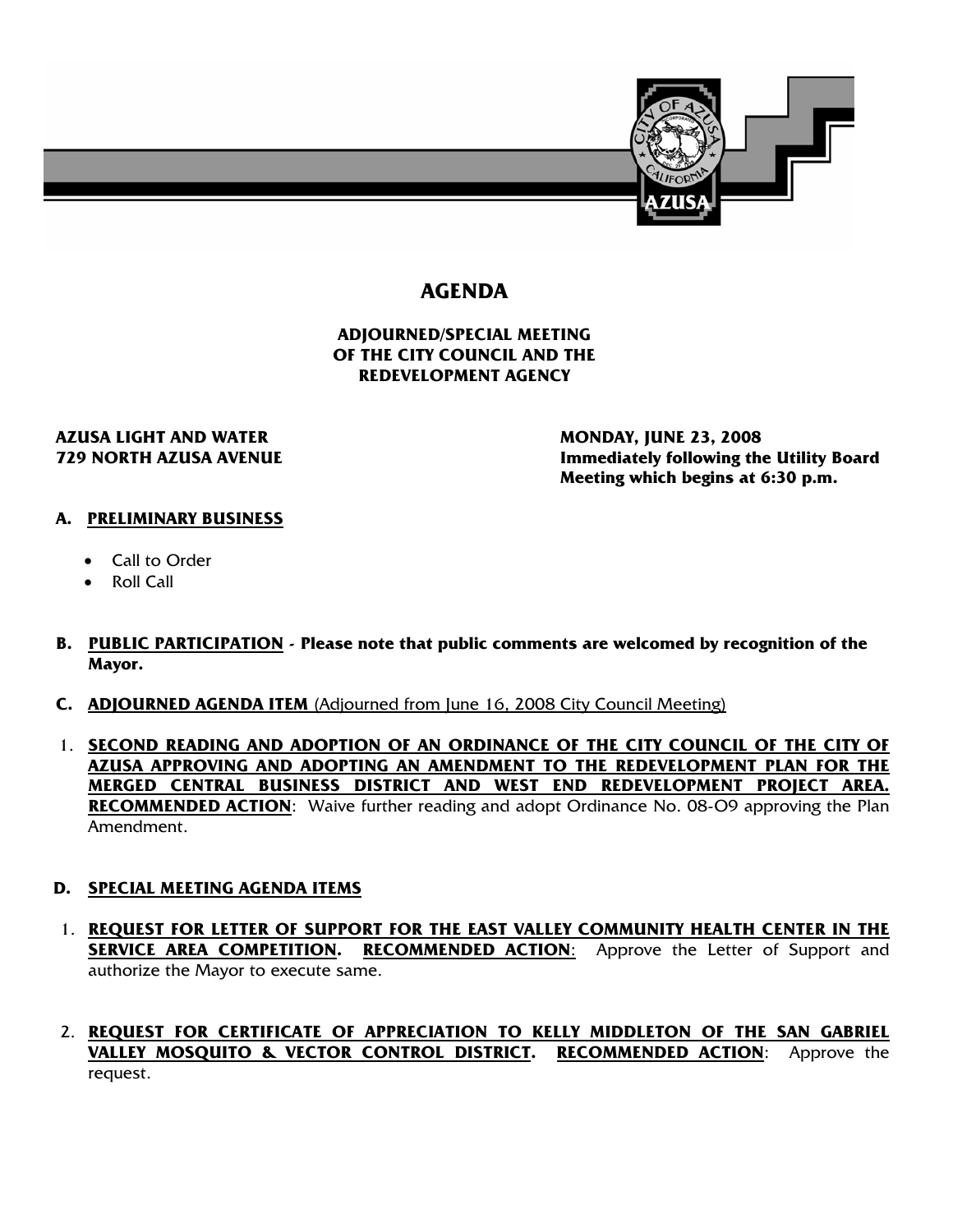# AGENDA

## ADJOURNED/SPECIAL MEETING OF THE CITY COUNCIL AND THE REDEVELOPMENT AGENCY

**AZUSA LIGHT AND WATER**
**729 NORTH AZUSA AVENUE**

**MONDAY, JUNE 23, 2008**
**Immediately following the Utility Board Meeting which begins at 6:30 p.m.**

### A. PRELIMINARY BUSINESS

- Call to Order
- Roll Call

### B. PUBLIC PARTICIPATION - Please note that public comments are welcomed by recognition of the Mayor.

### C. ADJOURNED AGENDA ITEM (Adjourned from June 16, 2008 City Council Meeting)

1. **SECOND READING AND ADOPTION OF AN ORDINANCE OF THE CITY COUNCIL OF THE CITY OF AZUSA APPROVING AND ADOPTING AN AMENDMENT TO THE REDEVELOPMENT PLAN FOR THE MERGED CENTRAL BUSINESS DISTRICT AND WEST END REDEVELOPMENT PROJECT AREA. RECOMMENDED ACTION**: Waive further reading and adopt Ordinance No. 08-O9 approving the Plan Amendment.

### D. SPECIAL MEETING AGENDA ITEMS

1. **REQUEST FOR LETTER OF SUPPORT FOR THE EAST VALLEY COMMUNITY HEALTH CENTER IN THE SERVICE AREA COMPETITION. RECOMMENDED ACTION**: Approve the Letter of Support and authorize the Mayor to execute same.

2. **REQUEST FOR CERTIFICATE OF APPRECIATION TO KELLY MIDDLETON OF THE SAN GABRIEL VALLEY MOSQUITO & VECTOR CONTROL DISTRICT. RECOMMENDED ACTION**: Approve the request.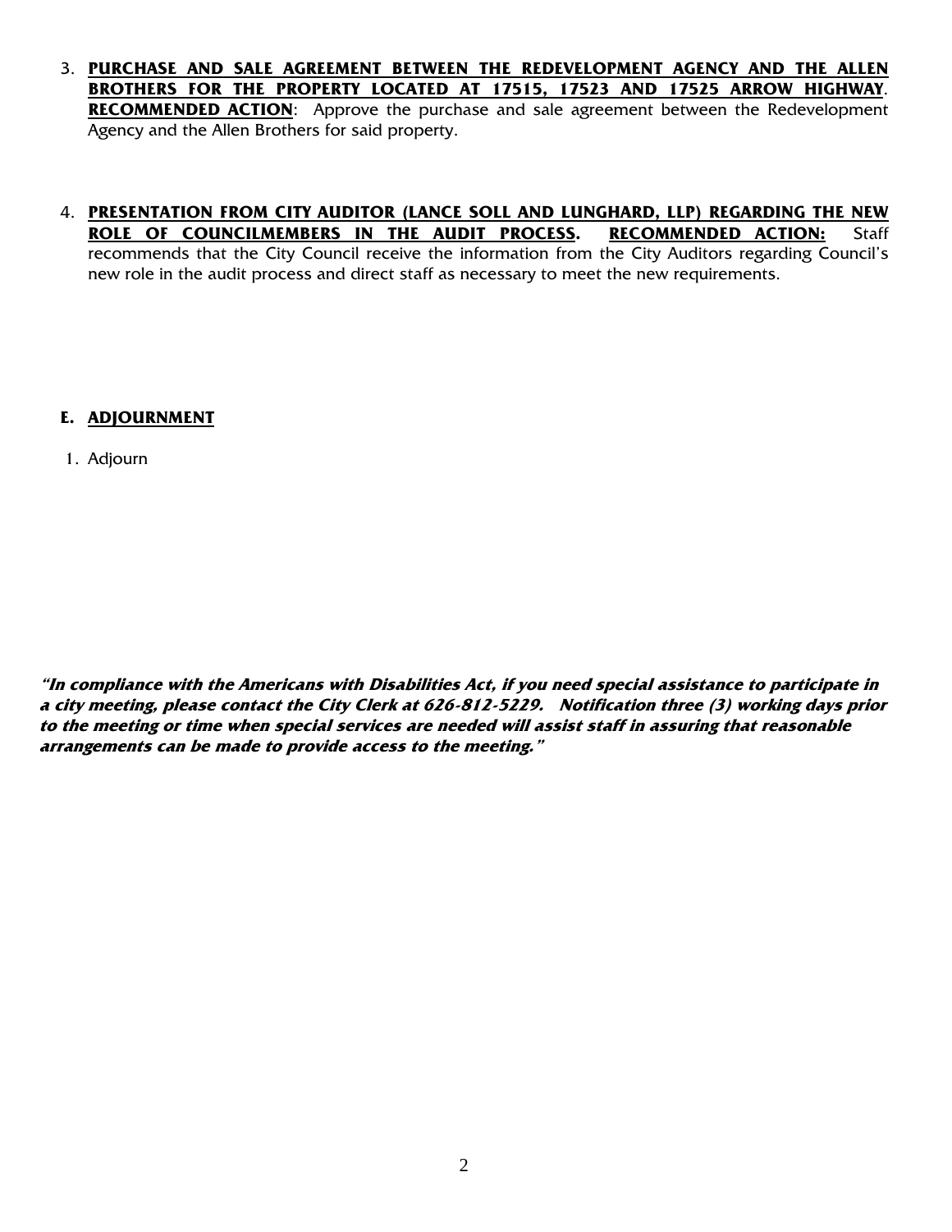3. **PURCHASE AND SALE AGREEMENT BETWEEN THE REDEVELOPMENT AGENCY AND THE ALLEN BROTHERS FOR THE PROPERTY LOCATED AT 17515, 17523 AND 17525 ARROW HIGHWAY**. **RECOMMENDED ACTION**: Approve the purchase and sale agreement between the Redevelopment Agency and the Allen Brothers for said property.

4. **PRESENTATION FROM CITY AUDITOR (LANCE SOLL AND LUNGHARD, LLP) REGARDING THE NEW ROLE OF COUNCILMEMBERS IN THE AUDIT PROCESS. RECOMMENDED ACTION:** Staff recommends that the City Council receive the information from the City Auditors regarding Council's new role in the audit process and direct staff as necessary to meet the new requirements.

## E. ADJOURNMENT

1. Adjourn

***"In compliance with the Americans with Disabilities Act, if you need special assistance to participate in a city meeting, please contact the City Clerk at 626-812-5229. Notification three (3) working days prior to the meeting or time when special services are needed will assist staff in assuring that reasonable arrangements can be made to provide access to the meeting."***